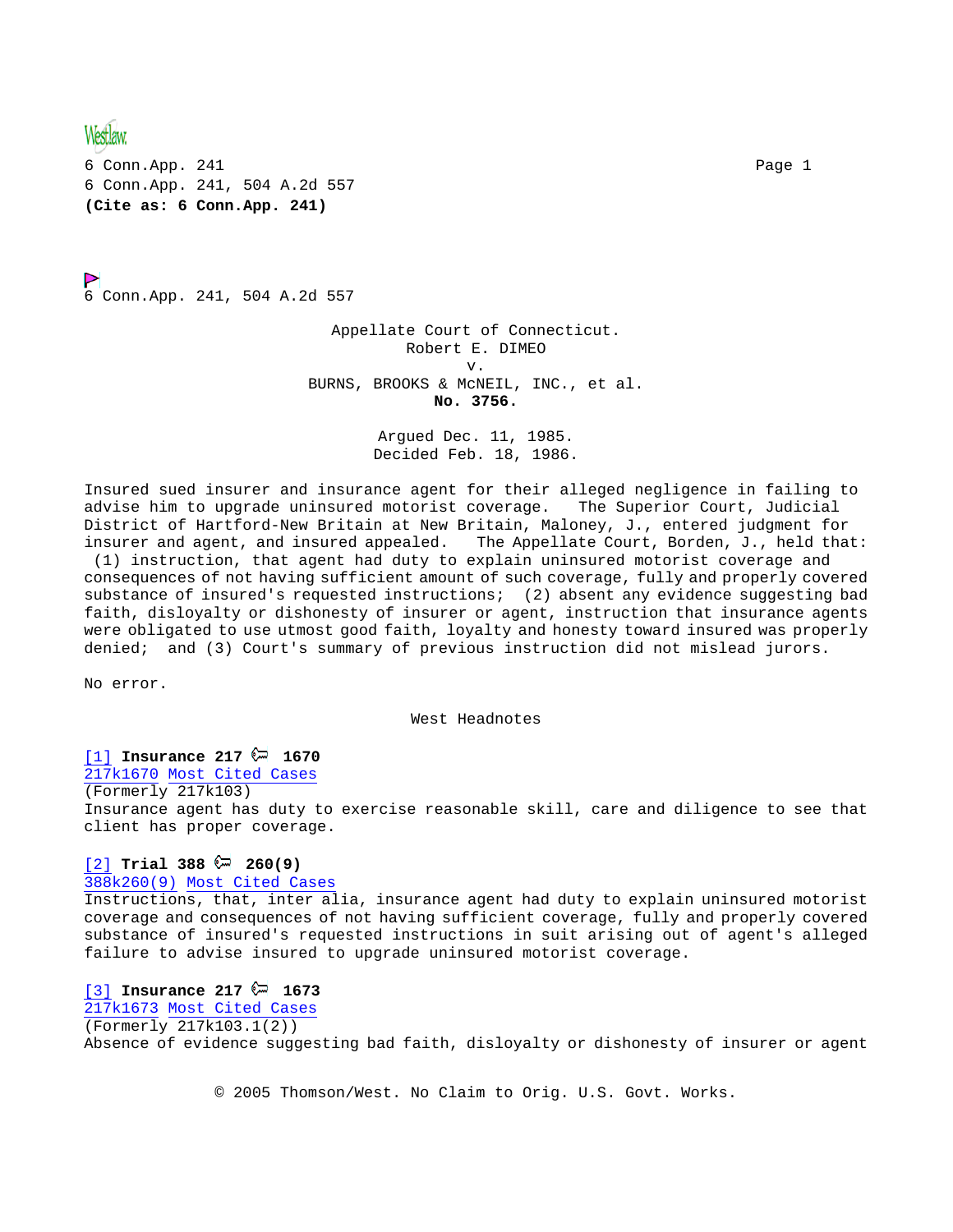6 Conn.App. 241, 504 A.2d 557

Appellate Court of Connecticut.
Robert E. DIMEO
v.
BURNS, BROOKS & McNEIL, INC., et al.
**No. 3756.**

Argued Dec. 11, 1985.
Decided Feb. 18, 1986.

Insured sued insurer and insurance agent for their alleged negligence in failing to advise him to upgrade uninsured motorist coverage. The Superior Court, Judicial District of Hartford-New Britain at New Britain, Maloney, J., entered judgment for insurer and agent, and insured appealed. The Appellate Court, Borden, J., held that: (1) instruction, that agent had duty to explain uninsured motorist coverage and consequences of not having sufficient amount of such coverage, fully and properly covered substance of insured's requested instructions; (2) absent any evidence suggesting bad faith, disloyalty or dishonesty of insurer or agent, instruction that insurance agents were obligated to use utmost good faith, loyalty and honesty toward insured was properly denied; and (3) Court's summary of previous instruction did not mislead jurors.

No error.

West Headnotes

[1] **Insurance 217 1670**
217k1670 Most Cited Cases
(Formerly 217k103)
Insurance agent has duty to exercise reasonable skill, care and diligence to see that client has proper coverage.

[2] **Trial 388 260(9)**
388k260(9) Most Cited Cases
Instructions, that, inter alia, insurance agent had duty to explain uninsured motorist coverage and consequences of not having sufficient coverage, fully and properly covered substance of insured's requested instructions in suit arising out of agent's alleged failure to advise insured to upgrade uninsured motorist coverage.

[3] **Insurance 217 1673**
217k1673 Most Cited Cases
(Formerly 217k103.1(2))
Absence of evidence suggesting bad faith, disloyalty or dishonesty of insurer or agent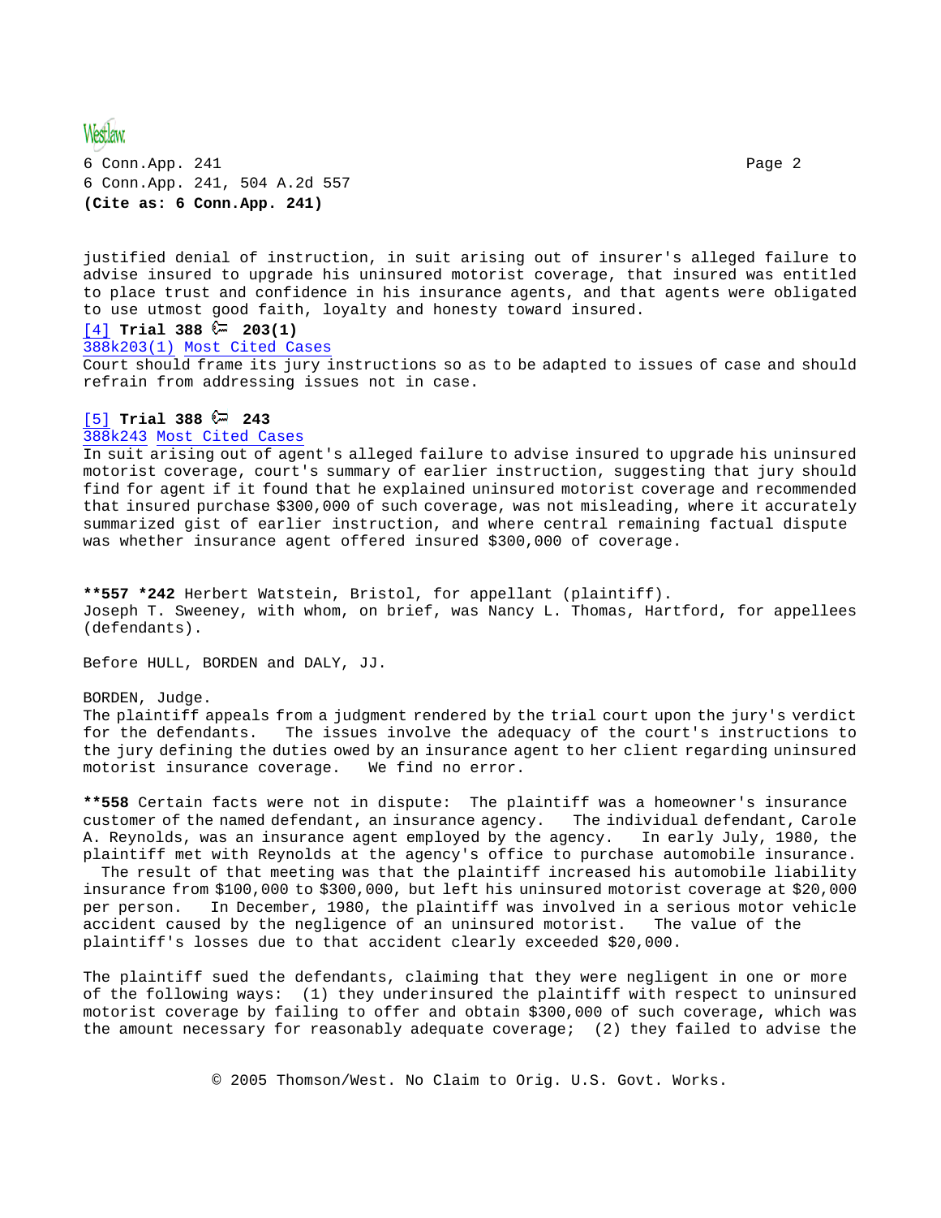justified denial of instruction, in suit arising out of insurer's alleged failure to advise insured to upgrade his uninsured motorist coverage, that insured was entitled to place trust and confidence in his insurance agents, and that agents were obligated to use utmost good faith, loyalty and honesty toward insured.

[4] **Trial 388 203(1)**
388k203(1) Most Cited Cases
Court should frame its jury instructions so as to be adapted to issues of case and should refrain from addressing issues not in case.

[5] **Trial 388 243**
388k243 Most Cited Cases
In suit arising out of agent's alleged failure to advise insured to upgrade his uninsured motorist coverage, court's summary of earlier instruction, suggesting that jury should find for agent if it found that he explained uninsured motorist coverage and recommended that insured purchase $300,000 of such coverage, was not misleading, where it accurately summarized gist of earlier instruction, and where central remaining factual dispute was whether insurance agent offered insured $300,000 of coverage.

**\*\*557 \*242** Herbert Watstein, Bristol, for appellant (plaintiff).
Joseph T. Sweeney, with whom, on brief, was Nancy L. Thomas, Hartford, for appellees (defendants).

Before HULL, BORDEN and DALY, JJ.

BORDEN, Judge.
The plaintiff appeals from a judgment rendered by the trial court upon the jury's verdict for the defendants. The issues involve the adequacy of the court's instructions to the jury defining the duties owed by an insurance agent to her client regarding uninsured motorist insurance coverage. We find no error.

**\*\*558** Certain facts were not in dispute: The plaintiff was a homeowner's insurance customer of the named defendant, an insurance agency. The individual defendant, Carole A. Reynolds, was an insurance agent employed by the agency. In early July, 1980, the plaintiff met with Reynolds at the agency's office to purchase automobile insurance. The result of that meeting was that the plaintiff increased his automobile liability insurance from $100,000 to $300,000, but left his uninsured motorist coverage at $20,000 per person. In December, 1980, the plaintiff was involved in a serious motor vehicle accident caused by the negligence of an uninsured motorist. The value of the plaintiff's losses due to that accident clearly exceeded $20,000.

The plaintiff sued the defendants, claiming that they were negligent in one or more of the following ways: (1) they underinsured the plaintiff with respect to uninsured motorist coverage by failing to offer and obtain $300,000 of such coverage, which was the amount necessary for reasonably adequate coverage; (2) they failed to advise the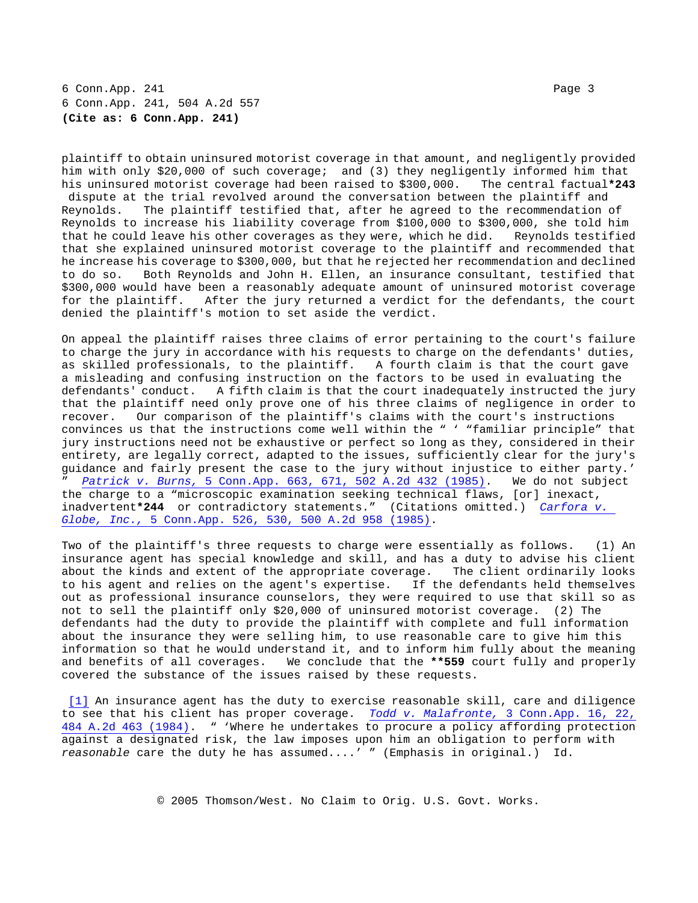plaintiff to obtain uninsured motorist coverage in that amount, and negligently provided him with only $20,000 of such coverage; and (3) they negligently informed him that his uninsured motorist coverage had been raised to $300,000. The central factual**\*243** dispute at the trial revolved around the conversation between the plaintiff and Reynolds. The plaintiff testified that, after he agreed to the recommendation of Reynolds to increase his liability coverage from $100,000 to $300,000, she told him that he could leave his other coverages as they were, which he did. Reynolds testified that she explained uninsured motorist coverage to the plaintiff and recommended that he increase his coverage to $300,000, but that he rejected her recommendation and declined to do so. Both Reynolds and John H. Ellen, an insurance consultant, testified that $300,000 would have been a reasonably adequate amount of uninsured motorist coverage for the plaintiff. After the jury returned a verdict for the defendants, the court denied the plaintiff's motion to set aside the verdict.

On appeal the plaintiff raises three claims of error pertaining to the court's failure to charge the jury in accordance with his requests to charge on the defendants' duties, as skilled professionals, to the plaintiff. A fourth claim is that the court gave a misleading and confusing instruction on the factors to be used in evaluating the defendants' conduct. A fifth claim is that the court inadequately instructed the jury that the plaintiff need only prove one of his three claims of negligence in order to recover. Our comparison of the plaintiff's claims with the court's instructions convinces us that the instructions come well within the " ' "familiar principle" that jury instructions need not be exhaustive or perfect so long as they, considered in their entirety, are legally correct, adapted to the issues, sufficiently clear for the jury's guidance and fairly present the case to the jury without injustice to either party.' " *Patrick v. Burns,* 5 Conn.App. 663, 671, 502 A.2d 432 (1985). We do not subject the charge to a "microscopic examination seeking technical flaws, [or] inexact, inadvertent**\*244** or contradictory statements." (Citations omitted.) *Carfora v. Globe, Inc.,* 5 Conn.App. 526, 530, 500 A.2d 958 (1985).

Two of the plaintiff's three requests to charge were essentially as follows. (1) An insurance agent has special knowledge and skill, and has a duty to advise his client about the kinds and extent of the appropriate coverage. The client ordinarily looks to his agent and relies on the agent's expertise. If the defendants held themselves out as professional insurance counselors, they were required to use that skill so as not to sell the plaintiff only $20,000 of uninsured motorist coverage. (2) The defendants had the duty to provide the plaintiff with complete and full information about the insurance they were selling him, to use reasonable care to give him this information so that he would understand it, and to inform him fully about the meaning and benefits of all coverages. We conclude that the **\*\*559** court fully and properly covered the substance of the issues raised by these requests.

[1] An insurance agent has the duty to exercise reasonable skill, care and diligence to see that his client has proper coverage. *Todd v. Malafronte,* 3 Conn.App. 16, 22, 484 A.2d 463 (1984). " 'Where he undertakes to procure a policy affording protection against a designated risk, the law imposes upon him an obligation to perform with *reasonable* care the duty he has assumed....' " (Emphasis in original.) Id.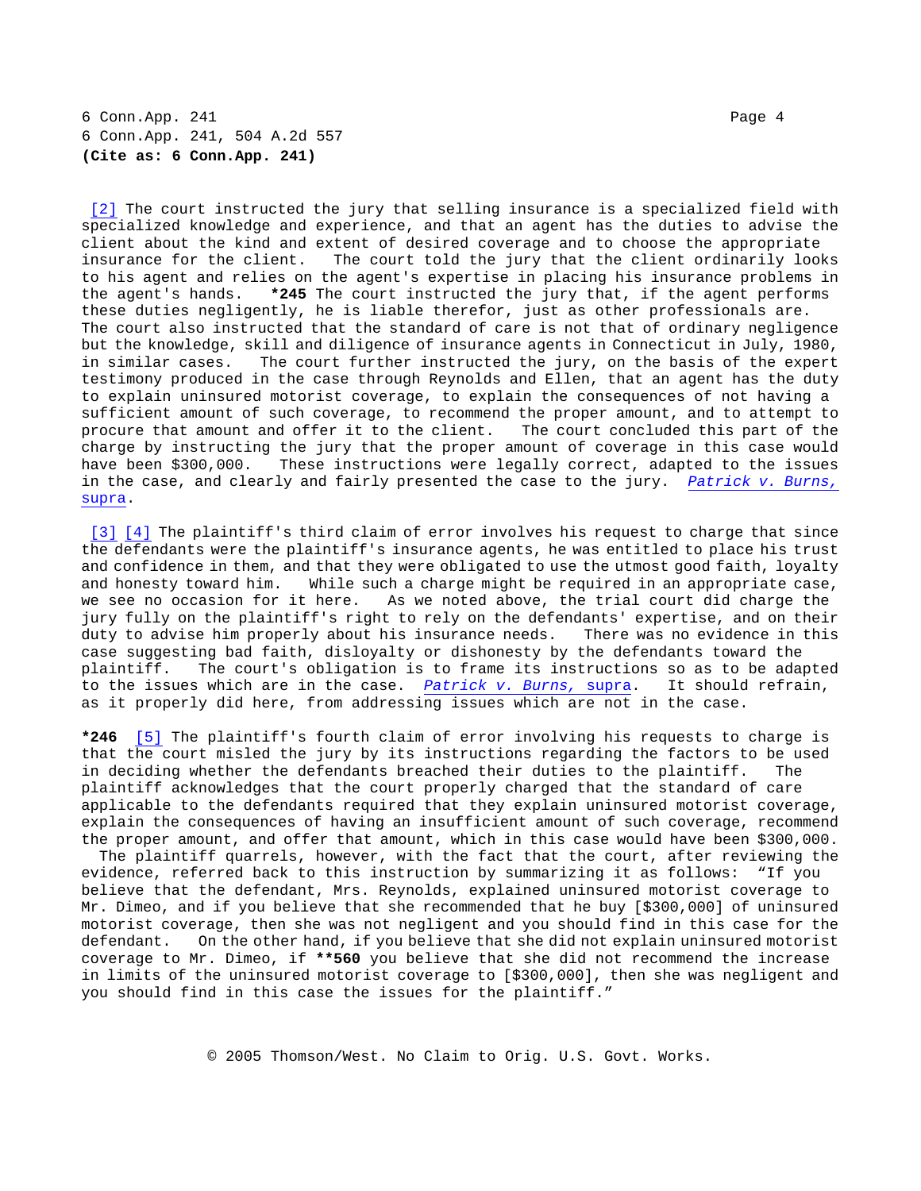[2] The court instructed the jury that selling insurance is a specialized field with specialized knowledge and experience, and that an agent has the duties to advise the client about the kind and extent of desired coverage and to choose the appropriate insurance for the client. The court told the jury that the client ordinarily looks to his agent and relies on the agent's expertise in placing his insurance problems in the agent's hands. **\*245** The court instructed the jury that, if the agent performs these duties negligently, he is liable therefor, just as other professionals are. The court also instructed that the standard of care is not that of ordinary negligence but the knowledge, skill and diligence of insurance agents in Connecticut in July, 1980, in similar cases. The court further instructed the jury, on the basis of the expert testimony produced in the case through Reynolds and Ellen, that an agent has the duty to explain uninsured motorist coverage, to explain the consequences of not having a sufficient amount of such coverage, to recommend the proper amount, and to attempt to procure that amount and offer it to the client. The court concluded this part of the charge by instructing the jury that the proper amount of coverage in this case would have been $300,000. These instructions were legally correct, adapted to the issues in the case, and clearly and fairly presented the case to the jury. *Patrick v. Burns,* supra.

[3] [4] The plaintiff's third claim of error involves his request to charge that since the defendants were the plaintiff's insurance agents, he was entitled to place his trust and confidence in them, and that they were obligated to use the utmost good faith, loyalty and honesty toward him. While such a charge might be required in an appropriate case, we see no occasion for it here. As we noted above, the trial court did charge the jury fully on the plaintiff's right to rely on the defendants' expertise, and on their duty to advise him properly about his insurance needs. There was no evidence in this case suggesting bad faith, disloyalty or dishonesty by the defendants toward the plaintiff. The court's obligation is to frame its instructions so as to be adapted to the issues which are in the case. *Patrick v. Burns,* supra. It should refrain, as it properly did here, from addressing issues which are not in the case.

**\*246** [5] The plaintiff's fourth claim of error involving his requests to charge is that the court misled the jury by its instructions regarding the factors to be used in deciding whether the defendants breached their duties to the plaintiff. The plaintiff acknowledges that the court properly charged that the standard of care applicable to the defendants required that they explain uninsured motorist coverage, explain the consequences of having an insufficient amount of such coverage, recommend the proper amount, and offer that amount, which in this case would have been $300,000. The plaintiff quarrels, however, with the fact that the court, after reviewing the evidence, referred back to this instruction by summarizing it as follows: "If you believe that the defendant, Mrs. Reynolds, explained uninsured motorist coverage to Mr. Dimeo, and if you believe that she recommended that he buy [$300,000] of uninsured motorist coverage, then she was not negligent and you should find in this case for the defendant. On the other hand, if you believe that she did not explain uninsured motorist coverage to Mr. Dimeo, if **\*\*560** you believe that she did not recommend the increase in limits of the uninsured motorist coverage to [$300,000], then she was negligent and you should find in this case the issues for the plaintiff."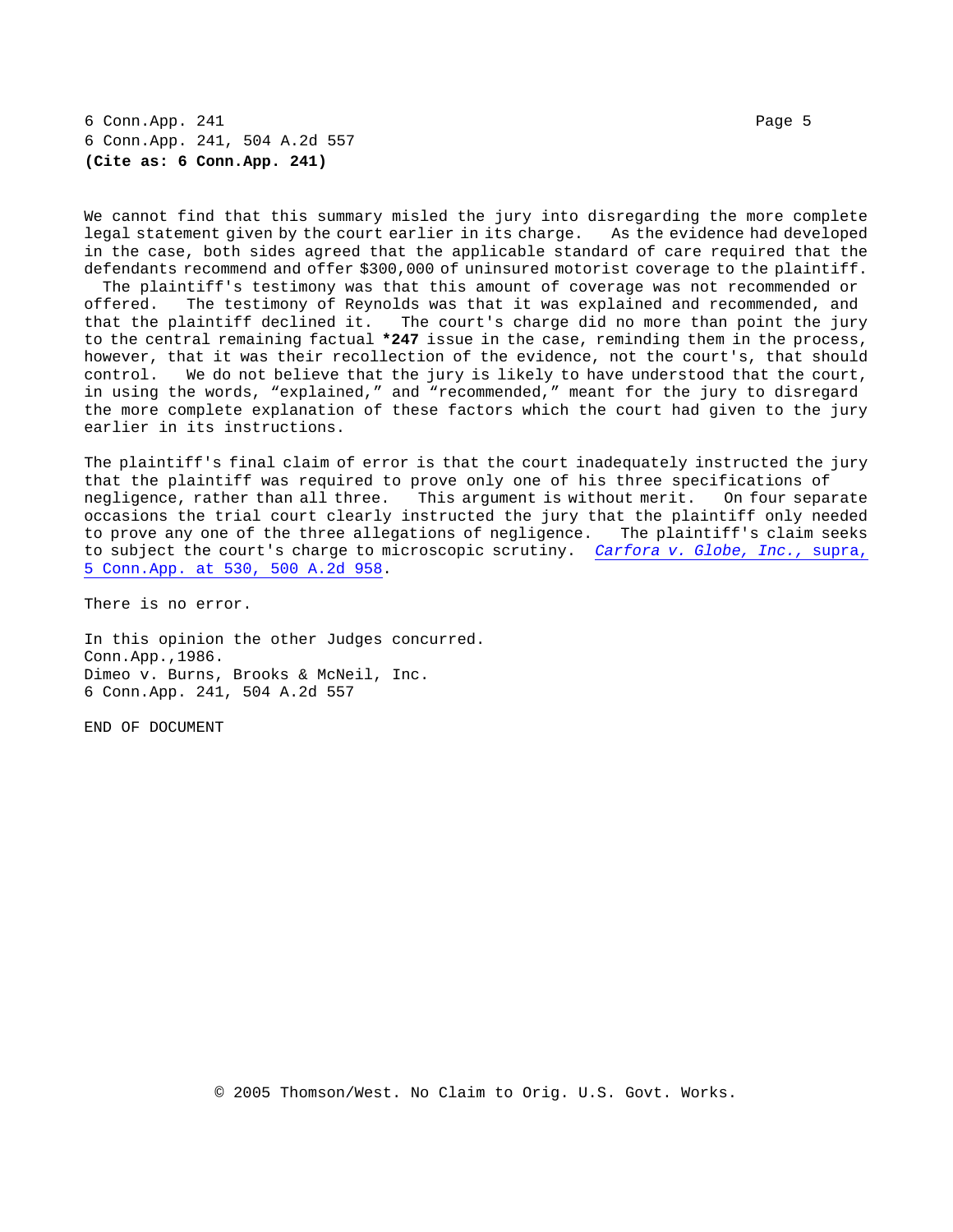We cannot find that this summary misled the jury into disregarding the more complete legal statement given by the court earlier in its charge. As the evidence had developed in the case, both sides agreed that the applicable standard of care required that the defendants recommend and offer $300,000 of uninsured motorist coverage to the plaintiff. The plaintiff's testimony was that this amount of coverage was not recommended or offered. The testimony of Reynolds was that it was explained and recommended, and that the plaintiff declined it. The court's charge did no more than point the jury to the central remaining factual **\*247** issue in the case, reminding them in the process, however, that it was their recollection of the evidence, not the court's, that should control. We do not believe that the jury is likely to have understood that the court, in using the words, "explained," and "recommended," meant for the jury to disregard the more complete explanation of these factors which the court had given to the jury earlier in its instructions.

The plaintiff's final claim of error is that the court inadequately instructed the jury that the plaintiff was required to prove only one of his three specifications of negligence, rather than all three. This argument is without merit. On four separate occasions the trial court clearly instructed the jury that the plaintiff only needed to prove any one of the three allegations of negligence. The plaintiff's claim seeks to subject the court's charge to microscopic scrutiny. *Carfora v. Globe, Inc.,* supra, 5 Conn.App. at 530, 500 A.2d 958.

There is no error.

In this opinion the other Judges concurred.
Conn.App.,1986.
Dimeo v. Burns, Brooks & McNeil, Inc.
6 Conn.App. 241, 504 A.2d 557

END OF DOCUMENT